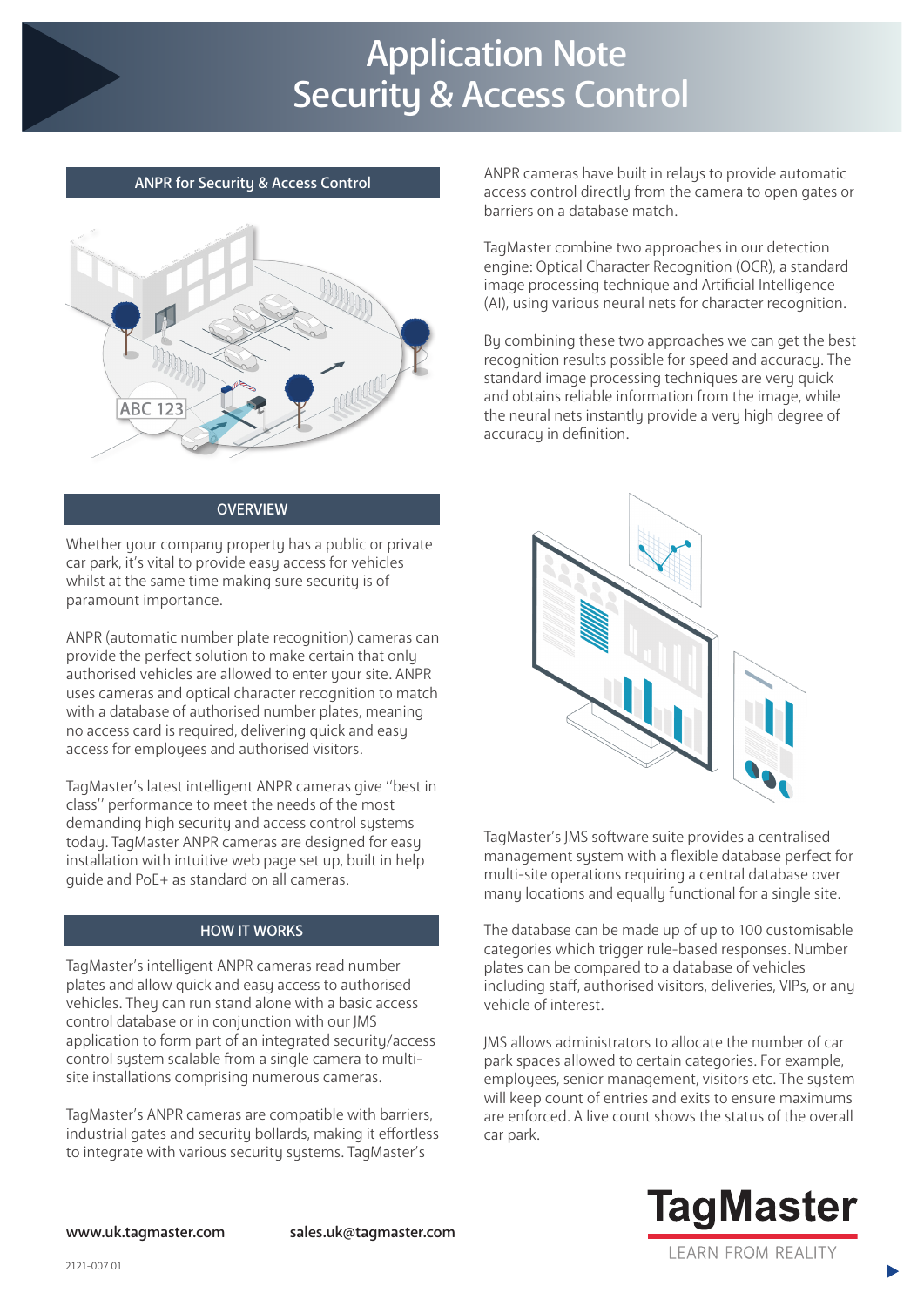# Application Note
# Security & Access Control

## ANPR for Security & Access Control

## OVERVIEW

Whether your company property has a public or private car park, it's vital to provide easy access for vehicles whilst at the same time making sure security is of paramount importance.

ANPR (automatic number plate recognition) cameras can provide the perfect solution to make certain that only authorised vehicles are allowed to enter your site. ANPR uses cameras and optical character recognition to match with a database of authorised number plates, meaning no access card is required, delivering quick and easy access for employees and authorised visitors.

TagMaster's latest intelligent ANPR cameras give "best in class" performance to meet the needs of the most demanding high security and access control systems today. TagMaster ANPR cameras are designed for easy installation with intuitive web page set up, built in help guide and PoE+ as standard on all cameras.

## HOW IT WORKS

TagMaster's intelligent ANPR cameras read number plates and allow quick and easy access to authorised vehicles. They can run stand alone with a basic access control database or in conjunction with our JMS application to form part of an integrated security/access control system scalable from a single camera to multi-site installations comprising numerous cameras.

TagMaster's ANPR cameras are compatible with barriers, industrial gates and security bollards, making it effortless to integrate with various security systems. TagMaster's ANPR cameras have built in relays to provide automatic access control directly from the camera to open gates or barriers on a database match.

TagMaster combine two approaches in our detection engine: Optical Character Recognition (OCR), a standard image processing technique and Artificial Intelligence (AI), using various neural nets for character recognition.

By combining these two approaches we can get the best recognition results possible for speed and accuracy. The standard image processing techniques are very quick and obtains information from the image, while the neural nets instantly provide a very high degree of accuracy in definition.

TagMaster's JMS software suite provides a centralised management system with a flexible database perfect for multi-site operations requiring a central database over many locations and equally functional for a single site.

The database can be made up of up to 100 customisable categories which trigger rule-based responses. Number plates can be compared to a database of vehicles including staff, authorised visitors, deliveries, VIPs, or any vehicle of interest.

JMS allows administrators to allocate the number of car park spaces allowed to certain categories. For example, employees, senior management, visitors etc. The system will keep count of entries and exits to ensure maximums are enforced. A live count shows the status of the overall car park.

**www.uk.tagmaster.com** **sales.uk@tagmaster.com**

TagMaster
LEARN FROM REALITY

2121-007 01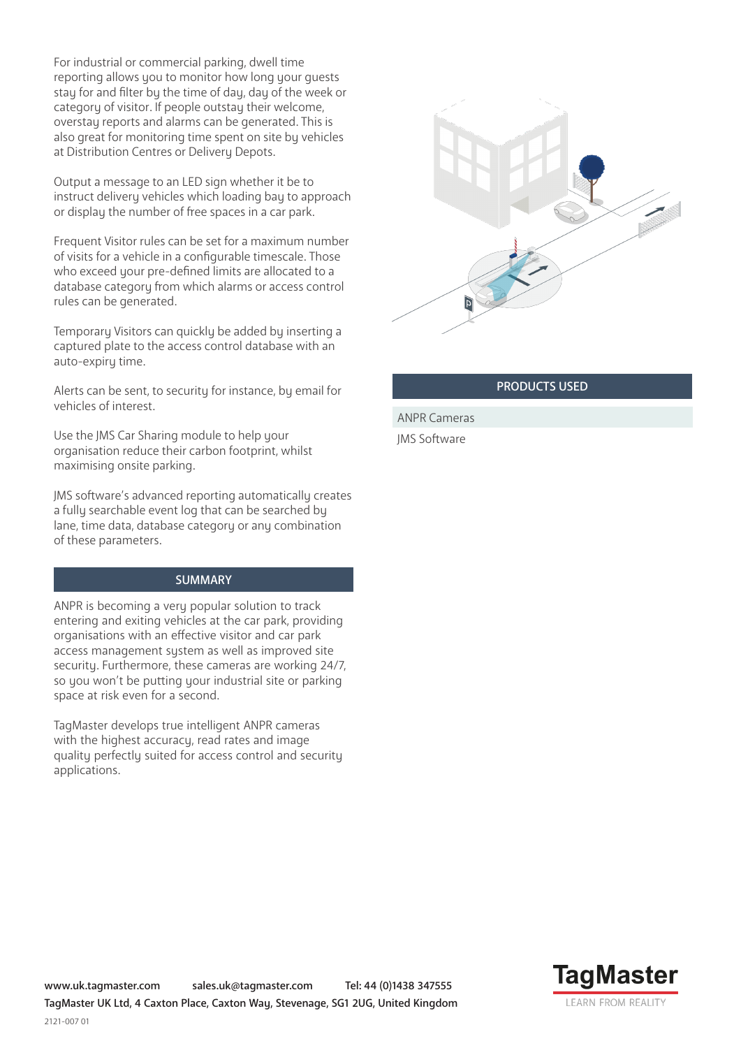For industrial or commercial parking, dwell time reporting allows you to monitor how long your guests stay for and filter by the time of day, day of the week or category of visitor. If people outstay their welcome, overstay reports and alarms can be generated. This is also great for monitoring time spent on site by vehicles at Distribution Centres or Delivery Depots.

Output a message to an LED sign whether it be to instruct delivery vehicles which loading bay to approach or display the number of free spaces in a car park.

Frequent Visitor rules can be set for a maximum number of visits for a vehicle in a configurable timescale. Those who exceed your pre-defined limits are allocated to a database category from which alarms or access control rules can be generated.

Temporary Visitors can quickly be added by inserting a captured plate to the access control database with an auto-expiry time.

Alerts can be sent, to security for instance, by email for vehicles of interest.

Use the JMS Car Sharing module to help your organisation reduce their carbon footprint, whilst maximising onsite parking.

JMS software's advanced reporting automatically creates a fully searchable event log that can be searched by lane, time data, database category or any combination of these parameters.

## SUMMARY

ANPR is becoming a very popular solution to track entering and exiting vehicles at the car park, providing organisations with an effective visitor and car park access management system as well as improved site security. Furthermore, these cameras are working 24/7, so you won't be putting your industrial site or parking space at risk even for a second.

TagMaster develops true intelligent ANPR cameras with the highest accuracy, read rates and image quality perfectly suited for access control and security applications.

## PRODUCTS USED

- ANPR Cameras
- JMS Software

**www.uk.tagmaster.com** **sales.uk@tagmaster.com** **Tel: 44 (0)1438 347555**

**TagMaster UK Ltd, 4 Caxton Place, Caxton Way, Stevenage, SG1 2UG, United Kingdom**

2121-007 01

TagMaster
LEARN FROM REALITY